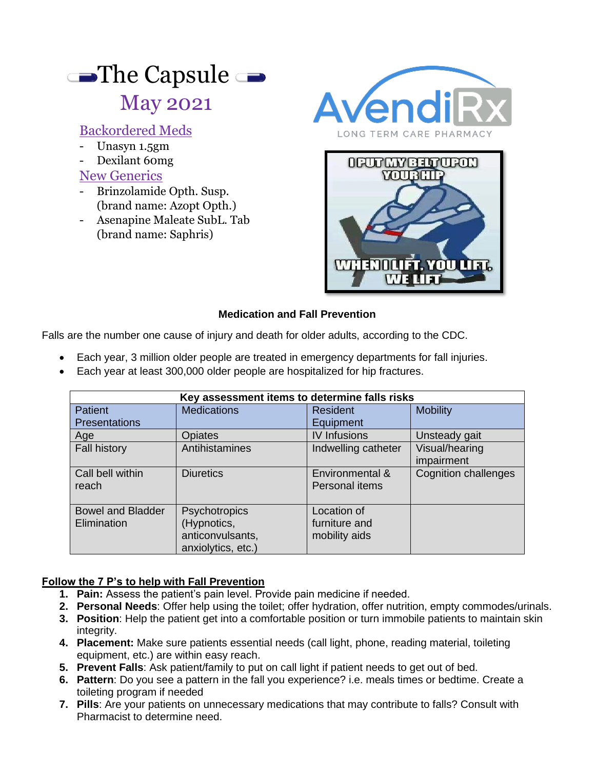# The Capsule

## May 2021

### Backordered Meds

- Unasyn 1.5gm
- Dexilant 60mg

### New Generics

- Brinzolamide Opth. Susp. (brand name: Azopt Opth.)
- Asenapine Maleate SubL. Tab (brand name: Saphris)

AvendiRx
LONG TERM CARE PHARMACY

I PUT MY BELT UPON YOUR HIP

WHEN I LIFT, YOU LIFT, WE LIFT

### Medication and Fall Prevention

Falls are the number one cause of injury and death for older adults, according to the CDC.

- Each year, 3 million older people are treated in emergency departments for fall injuries.
- Each year at least 300,000 older people are hospitalized for hip fractures.

| Key assessment items to determine falls risks | | | |
|---|---|---|---|
| Patient Presentations | Medications | Resident Equipment | Mobility |
| Age | Opiates | IV Infusions | Unsteady gait |
| Fall history | Antihistamines | Indwelling catheter | Visual/hearing impairment |
| Call bell within reach | Diuretics | Environmental & Personal items | Cognition challenges |
| Bowel and Bladder Elimination | Psychotropics (Hypnotics, anticonvulsants, anxiolytics, etc.) | Location of furniture and mobility aids | |

**Follow the 7 P's to help with Fall Prevention**

1. **Pain:** Assess the patient's pain level. Provide pain medicine if needed.
2. **Personal Needs**: Offer help using the toilet; offer hydration, offer nutrition, empty commodes/urinals.
3. **Position**: Help the patient get into a comfortable position or turn immobile patients to maintain skin integrity.
4. **Placement:** Make sure patients essential needs (call light, phone, reading material, toileting equipment, etc.) are within easy reach.
5. **Prevent Falls**: Ask patient/family to put on call light if patient needs to get out of bed.
6. **Pattern**: Do you see a pattern in the fall you experience? i.e. meals times or bedtime. Create a toileting program if needed
7. **Pills**: Are your patients on unnecessary medications that may contribute to falls? Consult with Pharmacist to determine need.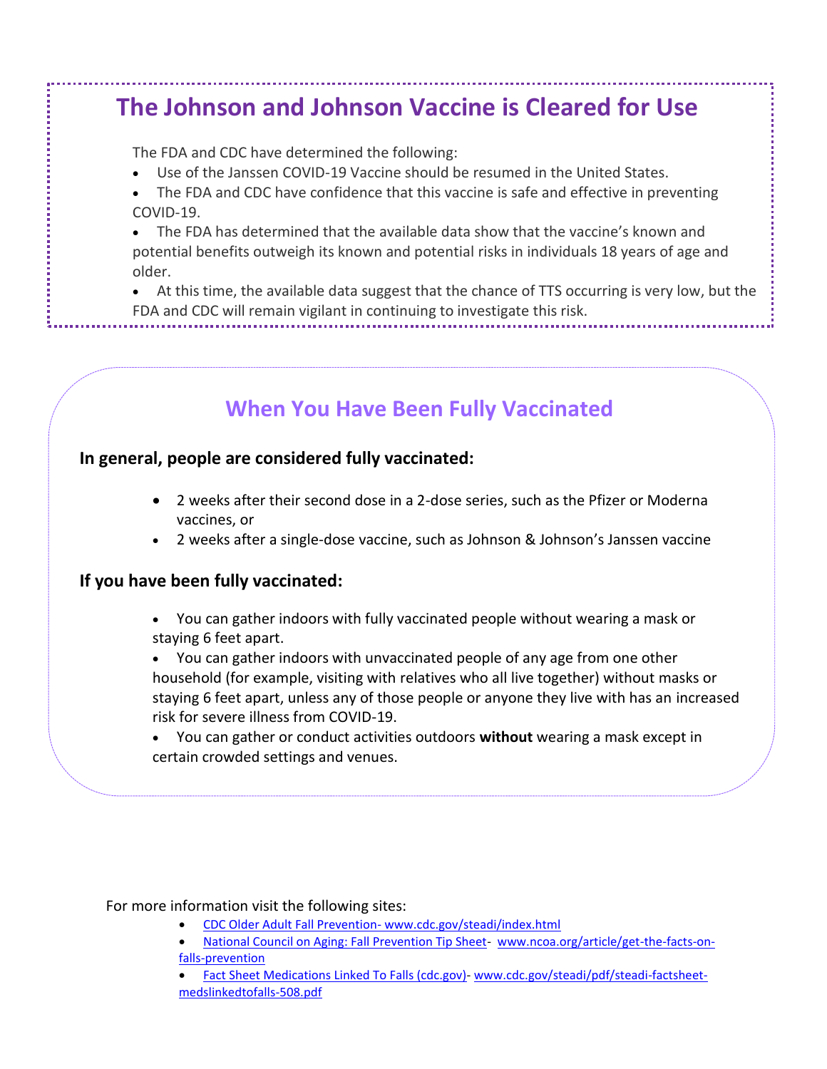## The Johnson and Johnson Vaccine is Cleared for Use

The FDA and CDC have determined the following:

- Use of the Janssen COVID-19 Vaccine should be resumed in the United States.
- The FDA and CDC have confidence that this vaccine is safe and effective in preventing COVID-19.
- The FDA has determined that the available data show that the vaccine's known and potential benefits outweigh its known and potential risks in individuals 18 years of age and older.
- At this time, the available data suggest that the chance of TTS occurring is very low, but the FDA and CDC will remain vigilant in continuing to investigate this risk.

## When You Have Been Fully Vaccinated

**In general, people are considered fully vaccinated:**

- 2 weeks after their second dose in a 2-dose series, such as the Pfizer or Moderna vaccines, or
- 2 weeks after a single-dose vaccine, such as Johnson & Johnson's Janssen vaccine

**If you have been fully vaccinated:**

- You can gather indoors with fully vaccinated people without wearing a mask or staying 6 feet apart.
- You can gather indoors with unvaccinated people of any age from one other household (for example, visiting with relatives who all live together) without masks or staying 6 feet apart, unless any of those people or anyone they live with has an increased risk for severe illness from COVID-19.
- You can gather or conduct activities outdoors **without** wearing a mask except in certain crowded settings and venues.

For more information visit the following sites:

- CDC Older Adult Fall Prevention- www.cdc.gov/steadi/index.html
- National Council on Aging: Fall Prevention Tip Sheet- www.ncoa.org/article/get-the-facts-on-falls-prevention
- Fact Sheet Medications Linked To Falls (cdc.gov)- www.cdc.gov/steadi/pdf/steadi-factsheet-medslinkedtofalls-508.pdf